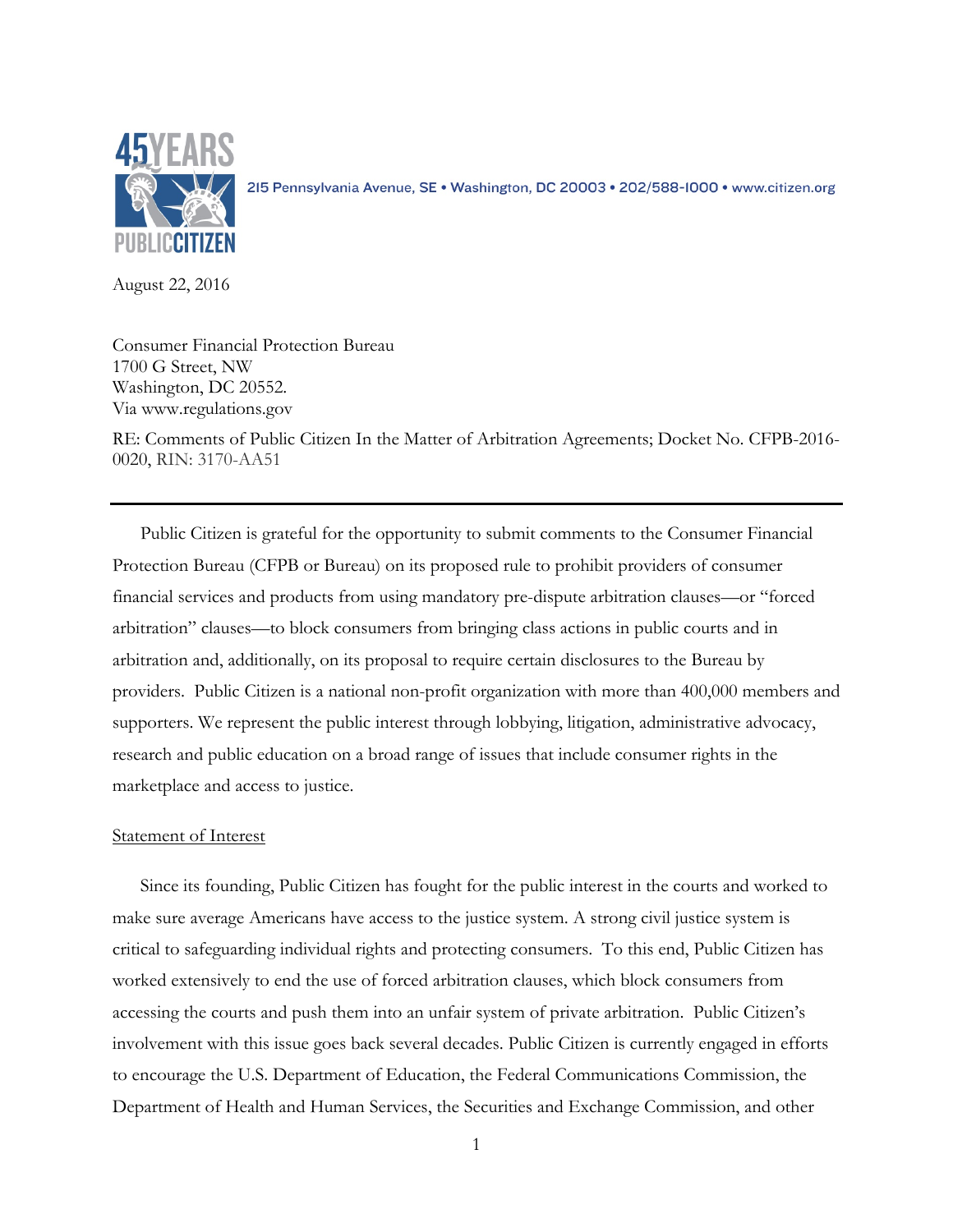45 YEARS PUBLIC CITIZEN

215 Pennsylvania Avenue, SE • Washington, DC 20003 • 202/588-1000 • www.citizen.org

August 22, 2016

Consumer Financial Protection Bureau
1700 G Street, NW
Washington, DC 20552.
Via www.regulations.gov

RE: Comments of Public Citizen In the Matter of Arbitration Agreements; Docket No. CFPB-2016-0020, RIN: 3170-AA51

---

Public Citizen is grateful for the opportunity to submit comments to the Consumer Financial Protection Bureau (CFPB or Bureau) on its proposed rule to prohibit providers of consumer financial services and products from using mandatory pre-dispute arbitration clauses—or "forced arbitration" clauses—to block consumers from bringing class actions in public courts and in arbitration and, additionally, on its proposal to require certain disclosures to the Bureau by providers. Public Citizen is a national non-profit organization with more than 400,000 members and supporters. We represent the public interest through lobbying, litigation, administrative advocacy, research and public education on a broad range of issues that include consumer rights in the marketplace and access to justice.

## Statement of Interest

Since its founding, Public Citizen has fought for the public interest in the courts and worked to make sure average Americans have access to the justice system. A strong civil justice system is critical to safeguarding individual rights and protecting consumers. To this end, Public Citizen has worked extensively to end the use of forced arbitration clauses, which block consumers from accessing the courts and push them into an unfair system of private arbitration. Public Citizen's involvement with this issue goes back several decades. Public Citizen is currently engaged in efforts to encourage the U.S. Department of Education, the Federal Communications Commission, the Department of Health and Human Services, the Securities and Exchange Commission, and other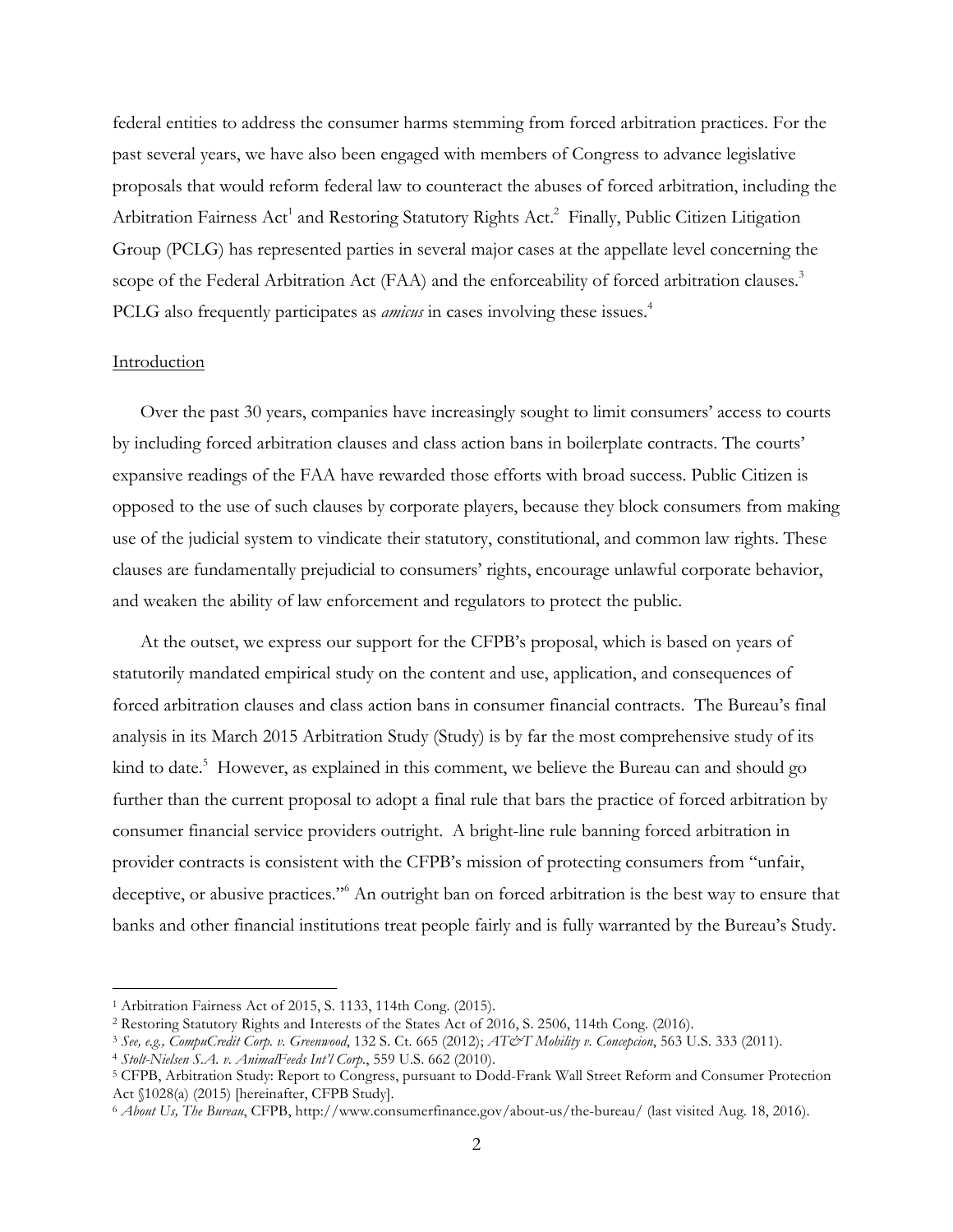federal entities to address the consumer harms stemming from forced arbitration practices. For the past several years, we have also been engaged with members of Congress to advance legislative proposals that would reform federal law to counteract the abuses of forced arbitration, including the Arbitration Fairness Act[1] and Restoring Statutory Rights Act.[2] Finally, Public Citizen Litigation Group (PCLG) has represented parties in several major cases at the appellate level concerning the scope of the Federal Arbitration Act (FAA) and the enforceability of forced arbitration clauses.[3] PCLG also frequently participates as *amicus* in cases involving these issues.[4]

## Introduction

Over the past 30 years, companies have increasingly sought to limit consumers' access to courts by including forced arbitration clauses and class action bans in boilerplate contracts. The courts' expansive readings of the FAA have rewarded those efforts with broad success. Public Citizen is opposed to the use of such clauses by corporate players, because they block consumers from making use of the judicial system to vindicate their statutory, constitutional, and common law rights. These clauses are fundamentally prejudicial to consumers' rights, encourage unlawful corporate behavior, and weaken the ability of law enforcement and regulators to protect the public.

At the outset, we express our support for the CFPB's proposal, which is based on years of statutorily mandated empirical study on the content and use, application, and consequences of forced arbitration clauses and class action bans in consumer financial contracts. The Bureau's final analysis in its March 2015 Arbitration Study (Study) is by far the most comprehensive study of its kind to date.[5] However, as explained in this comment, we believe the Bureau can and should go further than the current proposal to adopt a final rule that bars the practice of forced arbitration by consumer financial service providers outright. A bright-line rule banning forced arbitration in provider contracts is consistent with the CFPB's mission of protecting consumers from "unfair, deceptive, or abusive practices."[6] An outright ban on forced arbitration is the best way to ensure that banks and other financial institutions treat people fairly and is fully warranted by the Bureau's Study.

---

[1] Arbitration Fairness Act of 2015, S. 1133, 114th Cong. (2015).

[2] Restoring Statutory Rights and Interests of the States Act of 2016, S. 2506, 114th Cong. (2016).

[3] *See, e.g., CompuCredit Corp. v. Greenwood*, 132 S. Ct. 665 (2012); *AT&T Mobility v. Concepcion*, 563 U.S. 333 (2011).

[4] *Stolt-Nielsen S.A. v. AnimalFeeds Int'l Corp.*, 559 U.S. 662 (2010).

[5] CFPB, Arbitration Study: Report to Congress, pursuant to Dodd-Frank Wall Street Reform and Consumer Protection Act §1028(a) (2015) [hereinafter, CFPB Study].

[6] *About Us, The Bureau*, CFPB, http://www.consumerfinance.gov/about-us/the-bureau/ (last visited Aug. 18, 2016).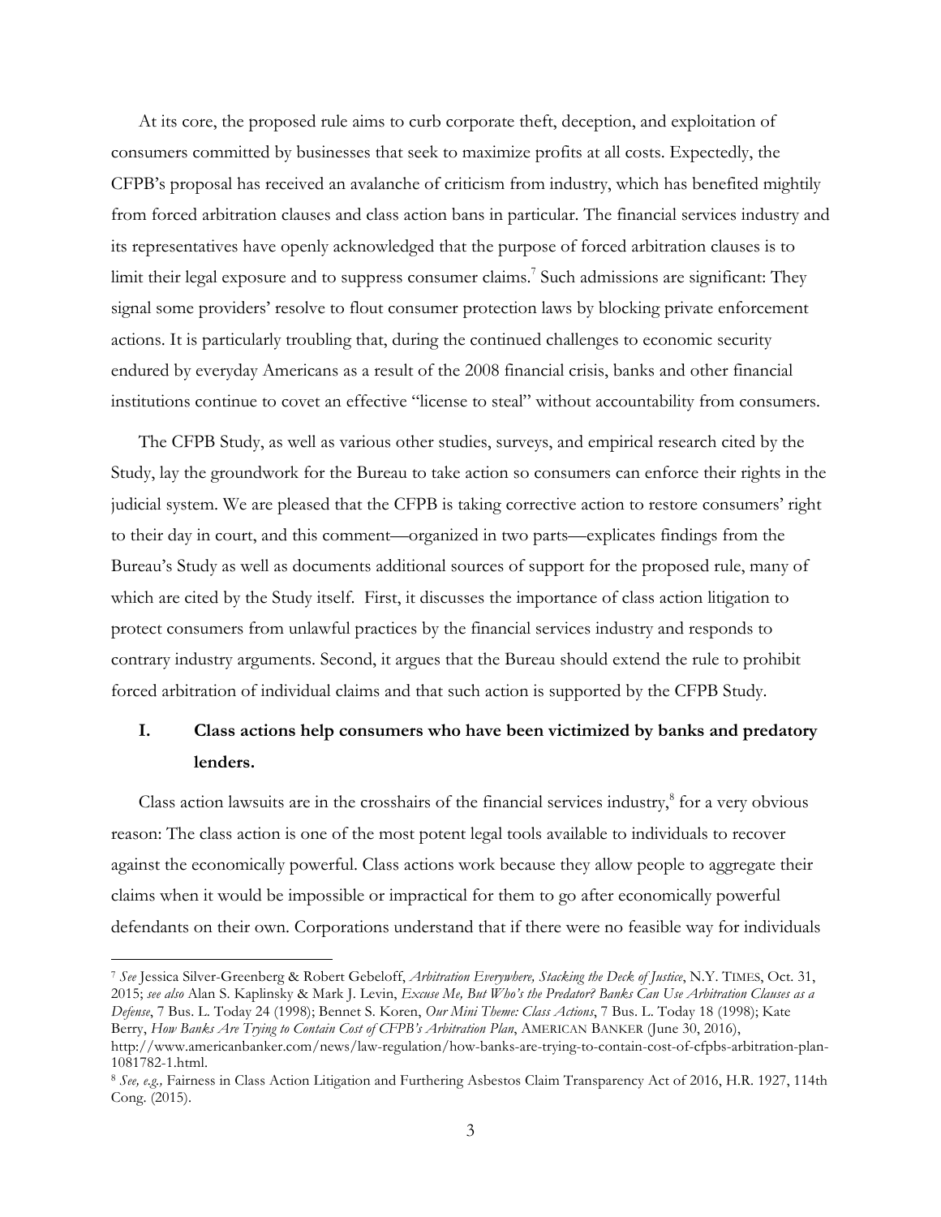At its core, the proposed rule aims to curb corporate theft, deception, and exploitation of consumers committed by businesses that seek to maximize profits at all costs. Expectedly, the CFPB's proposal has received an avalanche of criticism from industry, which has benefited mightily from forced arbitration clauses and class action bans in particular. The financial services industry and its representatives have openly acknowledged that the purpose of forced arbitration clauses is to limit their legal exposure and to suppress consumer claims.[7] Such admissions are significant: They signal some providers' resolve to flout consumer protection laws by blocking private enforcement actions. It is particularly troubling that, during the continued challenges to economic security endured by everyday Americans as a result of the 2008 financial crisis, banks and other financial institutions continue to covet an effective "license to steal" without accountability from consumers.

The CFPB Study, as well as various other studies, surveys, and empirical research cited by the Study, lay the groundwork for the Bureau to take action so consumers can enforce their rights in the judicial system. We are pleased that the CFPB is taking corrective action to restore consumers' right to their day in court, and this comment—organized in two parts—explicates findings from the Bureau's Study as well as documents additional sources of support for the proposed rule, many of which are cited by the Study itself. First, it discusses the importance of class action litigation to protect consumers from unlawful practices by the financial services industry and responds to contrary industry arguments. Second, it argues that the Bureau should extend the rule to prohibit forced arbitration of individual claims and that such action is supported by the CFPB Study.

## I. Class actions help consumers who have been victimized by banks and predatory lenders.

Class action lawsuits are in the crosshairs of the financial services industry,[8] for a very obvious reason: The class action is one of the most potent legal tools available to individuals to recover against the economically powerful. Class actions work because they allow people to aggregate their claims when it would be impossible or impractical for them to go after economically powerful defendants on their own. Corporations understand that if there were no feasible way for individuals

---

[7] *See* Jessica Silver-Greenberg & Robert Gebeloff, *Arbitration Everywhere, Stacking the Deck of Justice*, N.Y. TIMES, Oct. 31, 2015; *see also* Alan S. Kaplinsky & Mark J. Levin, *Excuse Me, But Who's the Predator? Banks Can Use Arbitration Clauses as a Defense*, 7 Bus. L. Today 24 (1998); Bennet S. Koren, *Our Mini Theme: Class Actions*, 7 Bus. L. Today 18 (1998); Kate Berry, *How Banks Are Trying to Contain Cost of CFPB's Arbitration Plan*, AMERICAN BANKER (June 30, 2016), http://www.americanbanker.com/news/law-regulation/how-banks-are-trying-to-contain-cost-of-cfpbs-arbitration-plan-1081782-1.html.

[8] *See, e.g.,* Fairness in Class Action Litigation and Furthering Asbestos Claim Transparency Act of 2016, H.R. 1927, 114th Cong. (2015).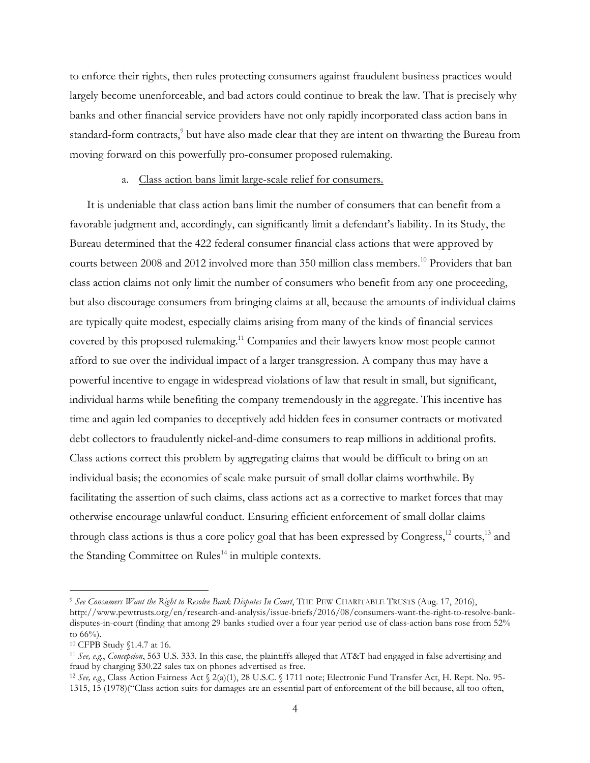to enforce their rights, then rules protecting consumers against fraudulent business practices would largely become unenforceable, and bad actors could continue to break the law. That is precisely why banks and other financial service providers have not only rapidly incorporated class action bans in standard-form contracts,[9] but have also made clear that they are intent on thwarting the Bureau from moving forward on this powerfully pro-consumer proposed rulemaking.

a. <u>Class action bans limit large-scale relief for consumers.</u>

It is undeniable that class action bans limit the number of consumers that can benefit from a favorable judgment and, accordingly, can significantly limit a defendant's liability. In its Study, the Bureau determined that the 422 federal consumer financial class actions that were approved by courts between 2008 and 2012 involved more than 350 million class members.[10] Providers that ban class action claims not only limit the number of consumers who benefit from any one proceeding, but also discourage consumers from bringing claims at all, because the amounts of individual claims are typically quite modest, especially claims arising from many of the kinds of financial services covered by this proposed rulemaking.[11] Companies and their lawyers know most people cannot afford to sue over the individual impact of a larger transgression. A company thus may have a powerful incentive to engage in widespread violations of law that result in small, but significant, individual harms while benefiting the company tremendously in the aggregate. This incentive has time and again led companies to deceptively add hidden fees in consumer contracts or motivated debt collectors to fraudulently nickel-and-dime consumers to reap millions in additional profits. Class actions correct this problem by aggregating claims that would be difficult to bring on an individual basis; the economies of scale make pursuit of small dollar claims worthwhile. By facilitating the assertion of such claims, class actions act as a corrective to market forces that may otherwise encourage unlawful conduct. Ensuring efficient enforcement of small dollar claims through class actions is thus a core policy goal that has been expressed by Congress,[12] courts,[13] and the Standing Committee on Rules[14] in multiple contexts.

---

[9] *See Consumers Want the Right to Resolve Bank Disputes In Court*, THE PEW CHARITABLE TRUSTS (Aug. 17, 2016), http://www.pewtrusts.org/en/research-and-analysis/issue-briefs/2016/08/consumers-want-the-right-to-resolve-bank-disputes-in-court (finding that among 29 banks studied over a four year period use of class-action bans rose from 52% to 66%).

[10] CFPB Study §1.4.7 at 16.

[11] *See, e.g.*, *Concepcion*, 563 U.S. 333. In this case, the plaintiffs alleged that AT&T had engaged in false advertising and fraud by charging $30.22 sales tax on phones advertised as free.

[12] *See, e.g.*, Class Action Fairness Act § 2(a)(1), 28 U.S.C. § 1711 note; Electronic Fund Transfer Act, H. Rept. No. 95-1315, 15 (1978)("Class action suits for damages are an essential part of enforcement of the bill because, all too often,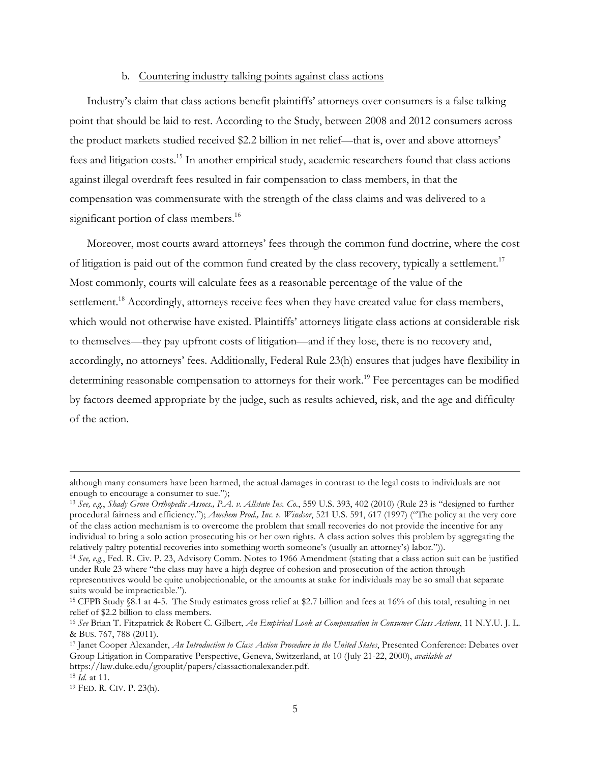b. Countering industry talking points against class actions

Industry's claim that class actions benefit plaintiffs' attorneys over consumers is a false talking point that should be laid to rest. According to the Study, between 2008 and 2012 consumers across the product markets studied received $2.2 billion in net relief—that is, over and above attorneys' fees and litigation costs.[15] In another empirical study, academic researchers found that class actions against illegal overdraft fees resulted in fair compensation to class members, in that the compensation was commensurate with the strength of the class claims and was delivered to a significant portion of class members.[16]

Moreover, most courts award attorneys' fees through the common fund doctrine, where the cost of litigation is paid out of the common fund created by the class recovery, typically a settlement.[17] Most commonly, courts will calculate fees as a reasonable percentage of the value of the settlement.[18] Accordingly, attorneys receive fees when they have created value for class members, which would not otherwise have existed. Plaintiffs' attorneys litigate class actions at considerable risk to themselves—they pay upfront costs of litigation—and if they lose, there is no recovery and, accordingly, no attorneys' fees. Additionally, Federal Rule 23(h) ensures that judges have flexibility in determining reasonable compensation to attorneys for their work.[19] Fee percentages can be modified by factors deemed appropriate by the judge, such as results achieved, risk, and the age and difficulty of the action.

---

although many consumers have been harmed, the actual damages in contrast to the legal costs to individuals are not enough to encourage a consumer to sue.");

[13] *See, e.g.*, *Shady Grove Orthopedic Assocs., P.A. v. Allstate Ins. Co.*, 559 U.S. 393, 402 (2010) (Rule 23 is "designed to further procedural fairness and efficiency."); *Amchem Prod., Inc. v. Windsor*, 521 U.S. 591, 617 (1997) ("The policy at the very core of the class action mechanism is to overcome the problem that small recoveries do not provide the incentive for any individual to bring a solo action prosecuting his or her own rights. A class action solves this problem by aggregating the relatively paltry potential recoveries into something worth someone's (usually an attorney's) labor.")).

[14] *See, e.g.*, Fed. R. Civ. P. 23, Advisory Comm. Notes to 1966 Amendment (stating that a class action suit can be justified under Rule 23 where "the class may have a high degree of cohesion and prosecution of the action through representatives would be quite unobjectionable, or the amounts at stake for individuals may be so small that separate suits would be impracticable.").

[15] CFPB Study §8.1 at 4-5. The Study estimates gross relief at $2.7 billion and fees at 16% of this total, resulting in net relief of $2.2 billion to class members.

[16] *See* Brian T. Fitzpatrick & Robert C. Gilbert, *An Empirical Look at Compensation in Consumer Class Actions*, 11 N.Y.U. J. L. & BUS. 767, 788 (2011).

[17] Janet Cooper Alexander, *An Introduction to Class Action Procedure in the United States*, Presented Conference: Debates over Group Litigation in Comparative Perspective, Geneva, Switzerland, at 10 (July 21-22, 2000), *available at* https://law.duke.edu/grouplit/papers/classactionalexander.pdf.

[18] *Id.* at 11.

[19] FED. R. CIV. P. 23(h).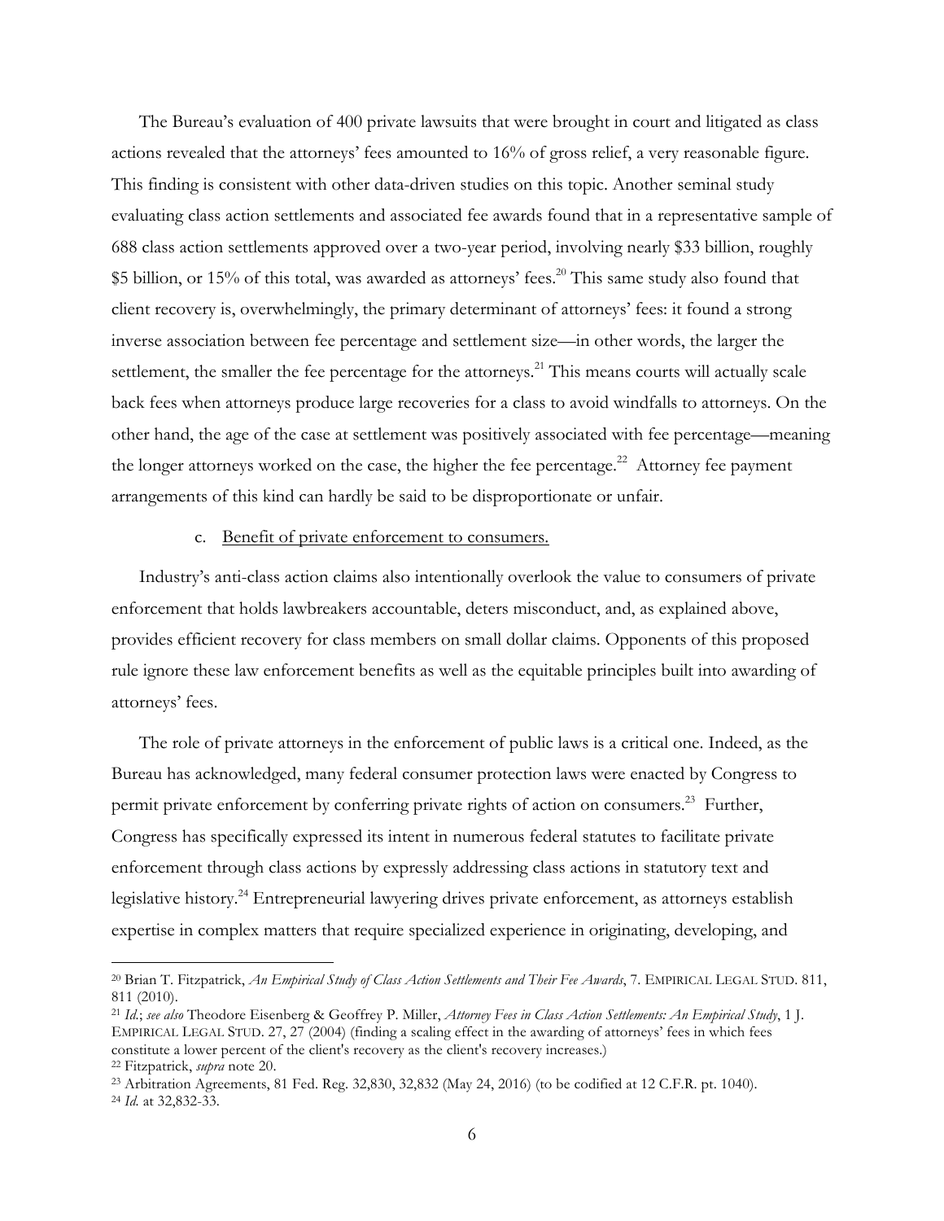The Bureau's evaluation of 400 private lawsuits that were brought in court and litigated as class actions revealed that the attorneys' fees amounted to 16% of gross relief, a very reasonable figure. This finding is consistent with other data-driven studies on this topic. Another seminal study evaluating class action settlements and associated fee awards found that in a representative sample of 688 class action settlements approved over a two-year period, involving nearly $33 billion, roughly $5 billion, or 15% of this total, was awarded as attorneys' fees.[20] This same study also found that client recovery is, overwhelmingly, the primary determinant of attorneys' fees: it found a strong inverse association between fee percentage and settlement size—in other words, the larger the settlement, the smaller the fee percentage for the attorneys.[21] This means courts will actually scale back fees when attorneys produce large recoveries for a class to avoid windfalls to attorneys. On the other hand, the age of the case at settlement was positively associated with fee percentage—meaning the longer attorneys worked on the case, the higher the fee percentage.[22] Attorney fee payment arrangements of this kind can hardly be said to be disproportionate or unfair.

c. Benefit of private enforcement to consumers.

Industry's anti-class action claims also intentionally overlook the value to consumers of private enforcement that holds lawbreakers accountable, deters misconduct, and, as explained above, provides efficient recovery for class members on small dollar claims. Opponents of this proposed rule ignore these law enforcement benefits as well as the equitable principles built into awarding of attorneys' fees.

The role of private attorneys in the enforcement of public laws is a critical one. Indeed, as the Bureau has acknowledged, many federal consumer protection laws were enacted by Congress to permit private enforcement by conferring private rights of action on consumers.[23] Further, Congress has specifically expressed its intent in numerous federal statutes to facilitate private enforcement through class actions by expressly addressing class actions in statutory text and legislative history.[24] Entrepreneurial lawyering drives private enforcement, as attorneys establish expertise in complex matters that require specialized experience in originating, developing, and

[20] Brian T. Fitzpatrick, *An Empirical Study of Class Action Settlements and Their Fee Awards*, 7. EMPIRICAL LEGAL STUD. 811, 811 (2010).

[21] *Id.*; *see also* Theodore Eisenberg & Geoffrey P. Miller, *Attorney Fees in Class Action Settlements: An Empirical Study*, 1 J. EMPIRICAL LEGAL STUD. 27, 27 (2004) (finding a scaling effect in the awarding of attorneys' fees in which fees constitute a lower percent of the client's recovery as the client's recovery increases.)

[22] Fitzpatrick, *supra* note 20.

[23] Arbitration Agreements, 81 Fed. Reg. 32,830, 32,832 (May 24, 2016) (to be codified at 12 C.F.R. pt. 1040).

[24] *Id.* at 32,832-33.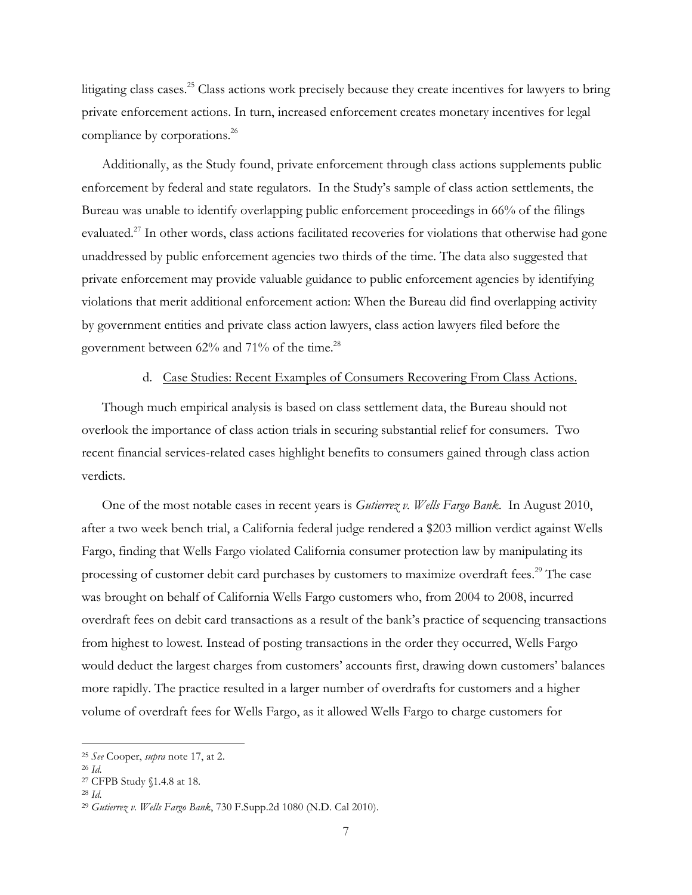litigating class cases.[25] Class actions work precisely because they create incentives for lawyers to bring private enforcement actions. In turn, increased enforcement creates monetary incentives for legal compliance by corporations.[26]

Additionally, as the Study found, private enforcement through class actions supplements public enforcement by federal and state regulators. In the Study's sample of class action settlements, the Bureau was unable to identify overlapping public enforcement proceedings in 66% of the filings evaluated.[27] In other words, class actions facilitated recoveries for violations that otherwise had gone unaddressed by public enforcement agencies two thirds of the time. The data also suggested that private enforcement may provide valuable guidance to public enforcement agencies by identifying violations that merit additional enforcement action: When the Bureau did find overlapping activity by government entities and private class action lawyers, class action lawyers filed before the government between 62% and 71% of the time.[28]

d. <u>Case Studies: Recent Examples of Consumers Recovering From Class Actions.</u>

Though much empirical analysis is based on class settlement data, the Bureau should not overlook the importance of class action trials in securing substantial relief for consumers. Two recent financial services-related cases highlight benefits to consumers gained through class action verdicts.

One of the most notable cases in recent years is *Gutierrez v. Wells Fargo Bank*. In August 2010, after a two week bench trial, a California federal judge rendered a $203 million verdict against Wells Fargo, finding that Wells Fargo violated California consumer protection law by manipulating its processing of customer debit card purchases by customers to maximize overdraft fees.[29] The case was brought on behalf of California Wells Fargo customers who, from 2004 to 2008, incurred overdraft fees on debit card transactions as a result of the bank's practice of sequencing transactions from highest to lowest. Instead of posting transactions in the order they occurred, Wells Fargo would deduct the largest charges from customers' accounts first, drawing down customers' balances more rapidly. The practice resulted in a larger number of overdrafts for customers and a higher volume of overdraft fees for Wells Fargo, as it allowed Wells Fargo to charge customers for

---

[25] *See* Cooper, *supra* note 17, at 2.

[26] *Id.*

[27] CFPB Study §1.4.8 at 18.

[28] *Id.*

[29] *Gutierrez v. Wells Fargo Bank*, 730 F.Supp.2d 1080 (N.D. Cal 2010).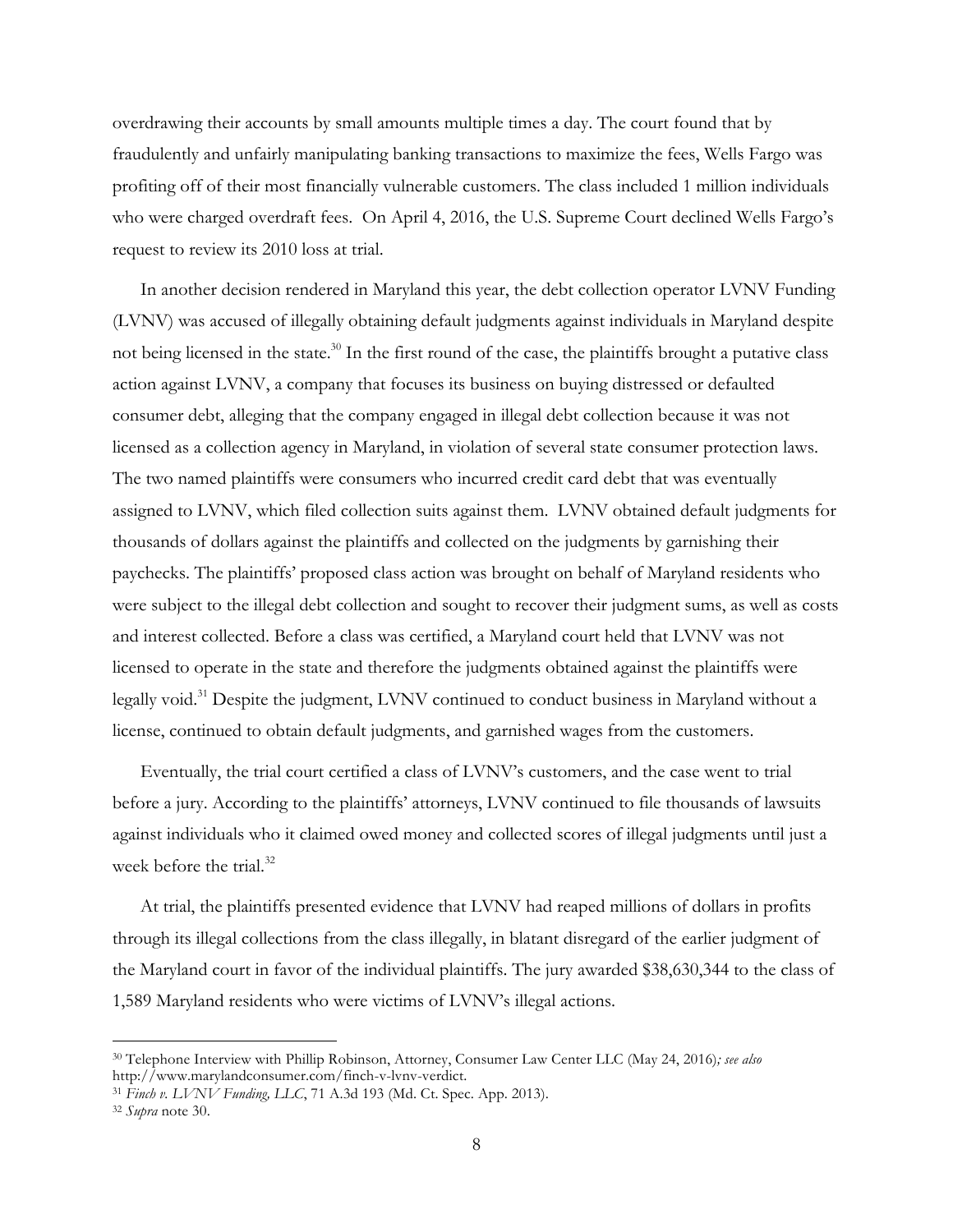overdrawing their accounts by small amounts multiple times a day. The court found that by fraudulently and unfairly manipulating banking transactions to maximize the fees, Wells Fargo was profiting off of their most financially vulnerable customers. The class included 1 million individuals who were charged overdraft fees. On April 4, 2016, the U.S. Supreme Court declined Wells Fargo's request to review its 2010 loss at trial.

In another decision rendered in Maryland this year, the debt collection operator LVNV Funding (LVNV) was accused of illegally obtaining default judgments against individuals in Maryland despite not being licensed in the state.[30] In the first round of the case, the plaintiffs brought a putative class action against LVNV, a company that focuses its business on buying distressed or defaulted consumer debt, alleging that the company engaged in illegal debt collection because it was not licensed as a collection agency in Maryland, in violation of several state consumer protection laws. The two named plaintiffs were consumers who incurred credit card debt that was eventually assigned to LVNV, which filed collection suits against them. LVNV obtained default judgments for thousands of dollars against the plaintiffs and collected on the judgments by garnishing their paychecks. The plaintiffs' proposed class action was brought on behalf of Maryland residents who were subject to the illegal debt collection and sought to recover their judgment sums, as well as costs and interest collected. Before a class was certified, a Maryland court held that LVNV was not licensed to operate in the state and therefore the judgments obtained against the plaintiffs were legally void.[31] Despite the judgment, LVNV continued to conduct business in Maryland without a license, continued to obtain default judgments, and garnished wages from the customers.

Eventually, the trial court certified a class of LVNV's customers, and the case went to trial before a jury. According to the plaintiffs' attorneys, LVNV continued to file thousands of lawsuits against individuals who it claimed owed money and collected scores of illegal judgments until just a week before the trial.[32]

At trial, the plaintiffs presented evidence that LVNV had reaped millions of dollars in profits through its illegal collections from the class illegally, in blatant disregard of the earlier judgment of the Maryland court in favor of the individual plaintiffs. The jury awarded $38,630,344 to the class of 1,589 Maryland residents who were victims of LVNV's illegal actions.

---

[30] Telephone Interview with Phillip Robinson, Attorney, Consumer Law Center LLC (May 24, 2016)*; see also* http://www.marylandconsumer.com/finch-v-lvnv-verdict.

[31] *Finch v. LVNV Funding, LLC*, 71 A.3d 193 (Md. Ct. Spec. App. 2013).

[32] *Supra* note 30.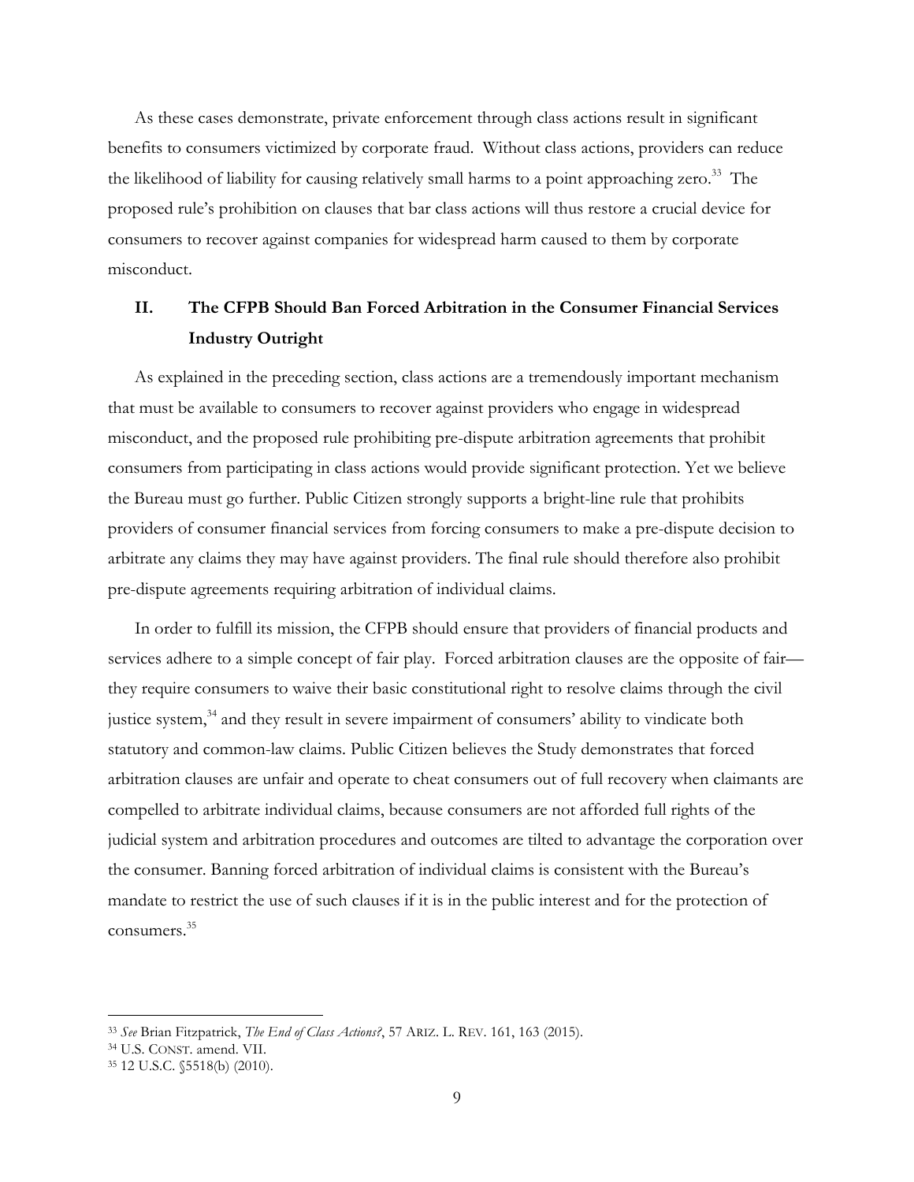As these cases demonstrate, private enforcement through class actions result in significant benefits to consumers victimized by corporate fraud. Without class actions, providers can reduce the likelihood of liability for causing relatively small harms to a point approaching zero.[33] The proposed rule's prohibition on clauses that bar class actions will thus restore a crucial device for consumers to recover against companies for widespread harm caused to them by corporate misconduct.

## II. The CFPB Should Ban Forced Arbitration in the Consumer Financial Services Industry Outright

As explained in the preceding section, class actions are a tremendously important mechanism that must be available to consumers to recover against providers who engage in widespread misconduct, and the proposed rule prohibiting pre-dispute arbitration agreements that prohibit consumers from participating in class actions would provide significant protection. Yet we believe the Bureau must go further. Public Citizen strongly supports a bright-line rule that prohibits providers of consumer financial services from forcing consumers to make a pre-dispute decision to arbitrate any claims they may have against providers. The final rule should therefore also prohibit pre-dispute agreements requiring arbitration of individual claims.

In order to fulfill its mission, the CFPB should ensure that providers of financial products and services adhere to a simple concept of fair play. Forced arbitration clauses are the opposite of fair—they require consumers to waive their basic constitutional right to resolve claims through the civil justice system,[34] and they result in severe impairment of consumers' ability to vindicate both statutory and common-law claims. Public Citizen believes the Study demonstrates that forced arbitration clauses are unfair and operate to cheat consumers out of full recovery when claimants are compelled to arbitrate individual claims, because consumers are not afforded full rights of the judicial system and arbitration procedures and outcomes are tilted to advantage the corporation over the consumer. Banning forced arbitration of individual claims is consistent with the Bureau's mandate to restrict the use of such clauses if it is in the public interest and for the protection of consumers.[35]

---

[33] *See* Brian Fitzpatrick, *The End of Class Actions?*, 57 ARIZ. L. REV. 161, 163 (2015).

[34] U.S. CONST. amend. VII.

[35] 12 U.S.C. §5518(b) (2010).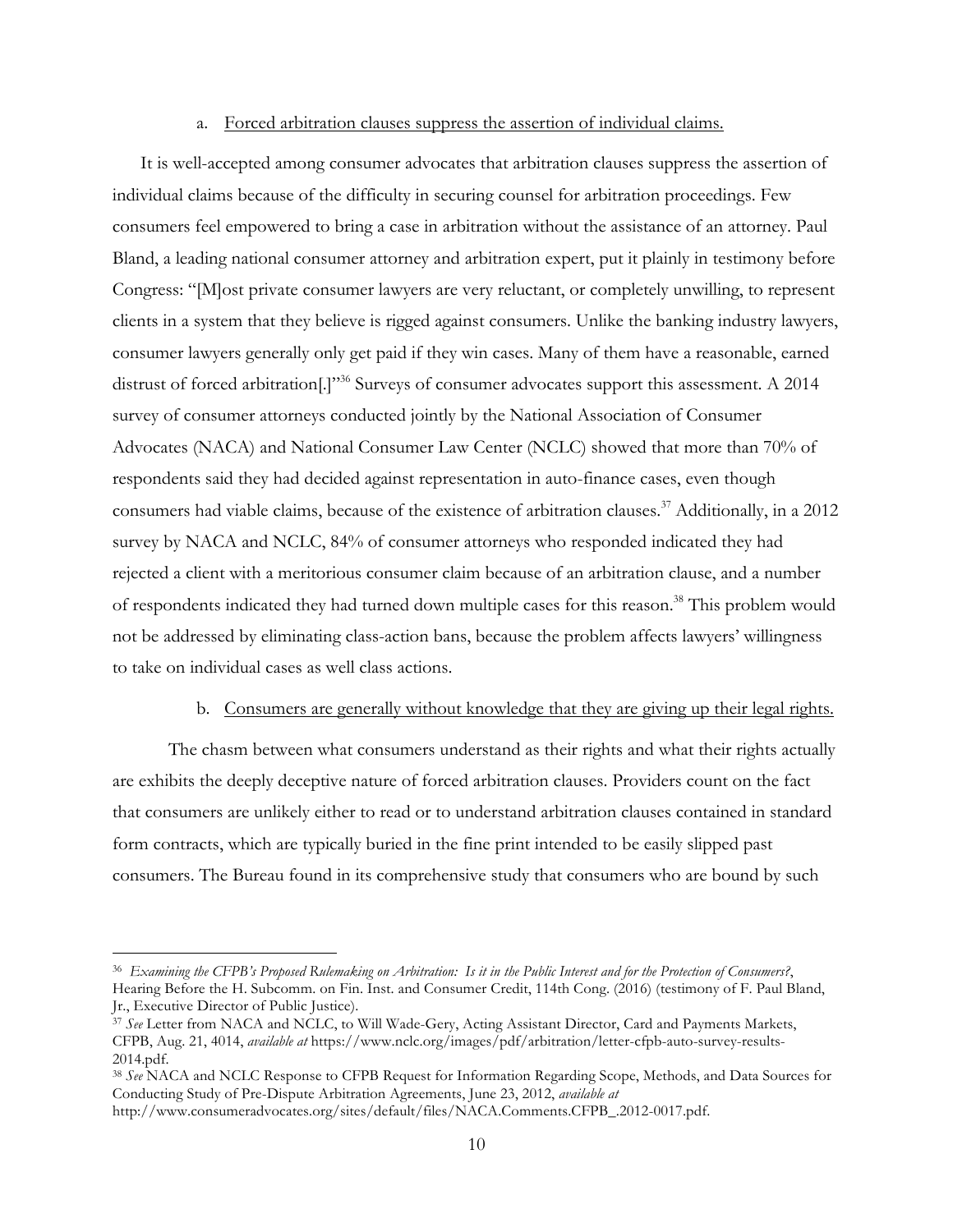a. Forced arbitration clauses suppress the assertion of individual claims.

It is well-accepted among consumer advocates that arbitration clauses suppress the assertion of individual claims because of the difficulty in securing counsel for arbitration proceedings. Few consumers feel empowered to bring a case in arbitration without the assistance of an attorney. Paul Bland, a leading national consumer attorney and arbitration expert, put it plainly in testimony before Congress: "[M]ost private consumer lawyers are very reluctant, or completely unwilling, to represent clients in a system that they believe is rigged against consumers. Unlike the banking industry lawyers, consumer lawyers generally only get paid if they win cases. Many of them have a reasonable, earned distrust of forced arbitration[.]"[36] Surveys of consumer advocates support this assessment. A 2014 survey of consumer attorneys conducted jointly by the National Association of Consumer Advocates (NACA) and National Consumer Law Center (NCLC) showed that more than 70% of respondents said they had decided against representation in auto-finance cases, even though consumers had viable claims, because of the existence of arbitration clauses.[37] Additionally, in a 2012 survey by NACA and NCLC, 84% of consumer attorneys who responded indicated they had rejected a client with a meritorious consumer claim because of an arbitration clause, and a number of respondents indicated they had turned down multiple cases for this reason.[38] This problem would not be addressed by eliminating class-action bans, because the problem affects lawyers' willingness to take on individual cases as well class actions.

b. Consumers are generally without knowledge that they are giving up their legal rights.

The chasm between what consumers understand as their rights and what their rights actually are exhibits the deeply deceptive nature of forced arbitration clauses. Providers count on the fact that consumers are unlikely either to read or to understand arbitration clauses contained in standard form contracts, which are typically buried in the fine print intended to be easily slipped past consumers. The Bureau found in its comprehensive study that consumers who are bound by such

---

[36] *Examining the CFPB's Proposed Rulemaking on Arbitration: Is it in the Public Interest and for the Protection of Consumers?*, Hearing Before the H. Subcomm. on Fin. Inst. and Consumer Credit, 114th Cong. (2016) (testimony of F. Paul Bland, Jr., Executive Director of Public Justice).

[37] *See* Letter from NACA and NCLC, to Will Wade-Gery, Acting Assistant Director, Card and Payments Markets, CFPB, Aug. 21, 4014, *available at* https://www.nclc.org/images/pdf/arbitration/letter-cfpb-auto-survey-results-2014.pdf.

[38] *See* NACA and NCLC Response to CFPB Request for Information Regarding Scope, Methods, and Data Sources for Conducting Study of Pre-Dispute Arbitration Agreements, June 23, 2012, *available at* http://www.consumeradvocates.org/sites/default/files/NACA.Comments.CFPB_.2012-0017.pdf.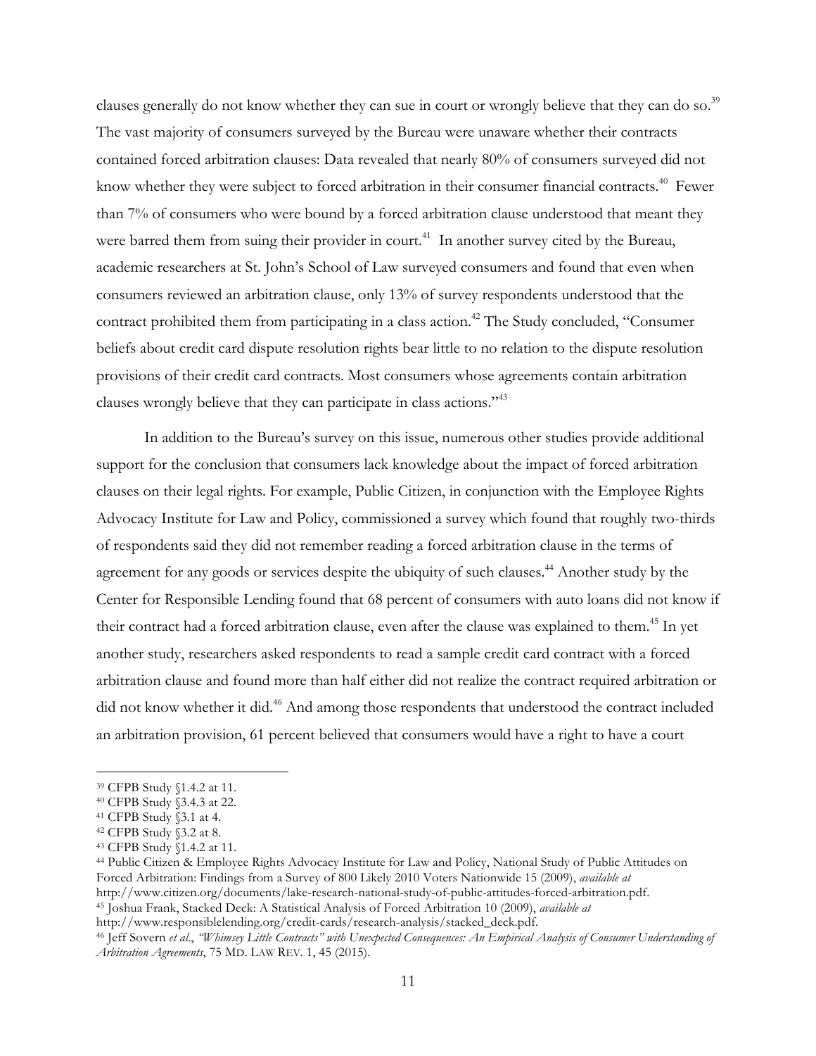clauses generally do not know whether they can sue in court or wrongly believe that they can do so.[39] The vast majority of consumers surveyed by the Bureau were unaware whether their contracts contained forced arbitration clauses: Data revealed that nearly 80% of consumers surveyed did not know whether they were subject to forced arbitration in their consumer financial contracts.[40] Fewer than 7% of consumers who were bound by a forced arbitration clause understood that meant they were barred them from suing their provider in court.[41] In another survey cited by the Bureau, academic researchers at St. John's School of Law surveyed consumers and found that even when consumers reviewed an arbitration clause, only 13% of survey respondents understood that the contract prohibited them from participating in a class action.[42] The Study concluded, "Consumer beliefs about credit card dispute resolution rights bear little to no relation to the dispute resolution provisions of their credit card contracts. Most consumers whose agreements contain arbitration clauses wrongly believe that they can participate in class actions."[43]

In addition to the Bureau's survey on this issue, numerous other studies provide additional support for the conclusion that consumers lack knowledge about the impact of forced arbitration clauses on their legal rights. For example, Public Citizen, in conjunction with the Employee Rights Advocacy Institute for Law and Policy, commissioned a survey which found that roughly two-thirds of respondents said they did not remember reading a forced arbitration clause in the terms of agreement for any goods or services despite the ubiquity of such clauses.[44] Another study by the Center for Responsible Lending found that 68 percent of consumers with auto loans did not know if their contract had a forced arbitration clause, even after the clause was explained to them.[45] In yet another study, researchers asked respondents to read a sample credit card contract with a forced arbitration clause and found more than half either did not realize the contract required arbitration or did not know whether it did.[46] And among those respondents that understood the contract included an arbitration provision, 61 percent believed that consumers would have a right to have a court

---

[39] CFPB Study §1.4.2 at 11.

[40] CFPB Study §3.4.3 at 22.

[41] CFPB Study §3.1 at 4.

[42] CFPB Study §3.2 at 8.

[43] CFPB Study §1.4.2 at 11.

[44] Public Citizen & Employee Rights Advocacy Institute for Law and Policy, National Study of Public Attitudes on Forced Arbitration: Findings from a Survey of 800 Likely 2010 Voters Nationwide 15 (2009), *available at* http://www.citizen.org/documents/lake-research-national-study-of-public-attitudes-forced-arbitration.pdf.

[45] Joshua Frank, Stacked Deck: A Statistical Analysis of Forced Arbitration 10 (2009), *available at* http://www.responsiblelending.org/credit-cards/research-analysis/stacked_deck.pdf.

[46] Jeff Sovern *et al.*, *"Whimsey Little Contracts" with Unexpected Consequences: An Empirical Analysis of Consumer Understanding of Arbitration Agreements*, 75 MD. LAW REV. 1, 45 (2015).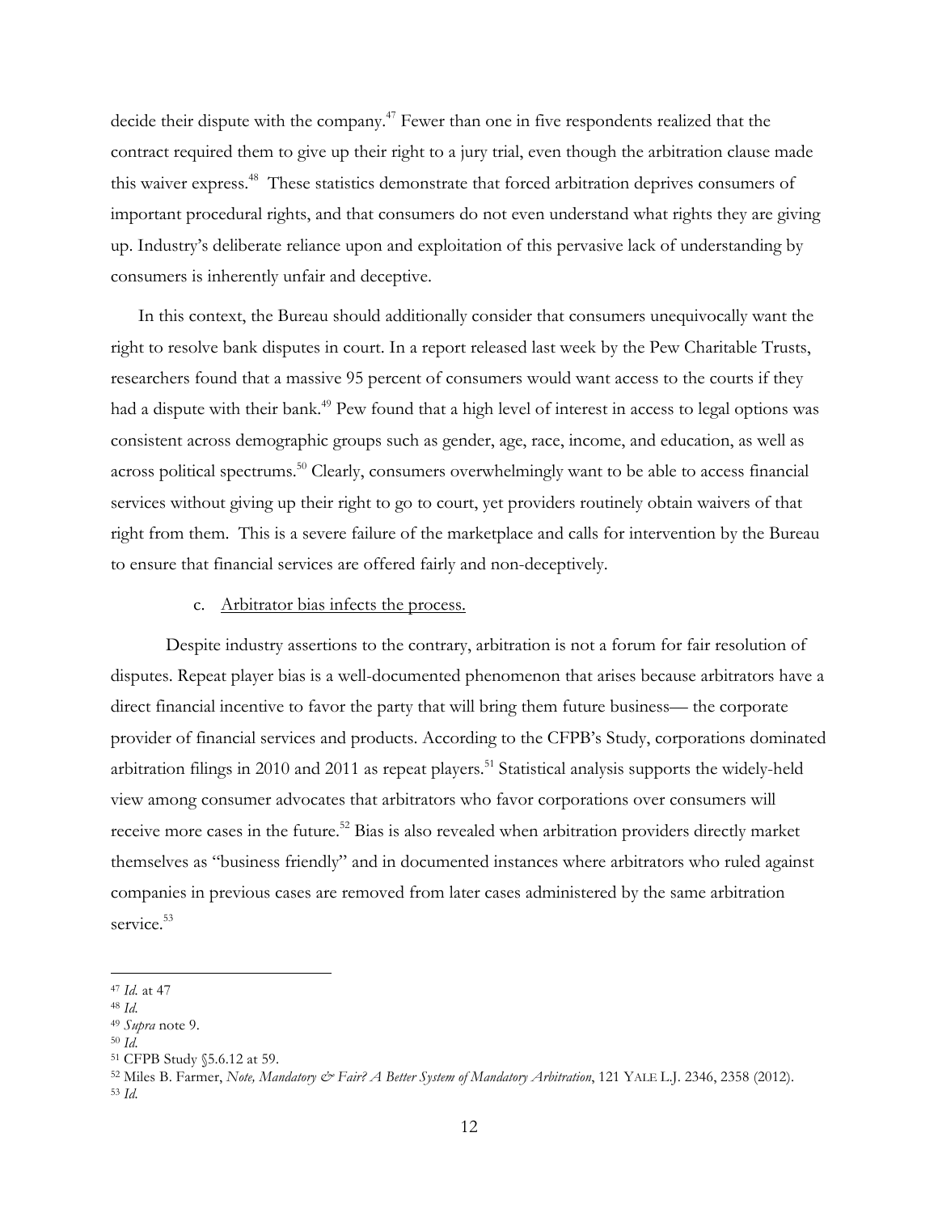decide their dispute with the company.[47] Fewer than one in five respondents realized that the contract required them to give up their right to a jury trial, even though the arbitration clause made this waiver express.[48] These statistics demonstrate that forced arbitration deprives consumers of important procedural rights, and that consumers do not even understand what rights they are giving up. Industry's deliberate reliance upon and exploitation of this pervasive lack of understanding by consumers is inherently unfair and deceptive.

In this context, the Bureau should additionally consider that consumers unequivocally want the right to resolve bank disputes in court. In a report released last week by the Pew Charitable Trusts, researchers found that a massive 95 percent of consumers would want access to the courts if they had a dispute with their bank.[49] Pew found that a high level of interest in access to legal options was consistent across demographic groups such as gender, age, race, income, and education, as well as across political spectrums.[50] Clearly, consumers overwhelmingly want to be able to access financial services without giving up their right to go to court, yet providers routinely obtain waivers of that right from them. This is a severe failure of the marketplace and calls for intervention by the Bureau to ensure that financial services are offered fairly and non-deceptively.

c. Arbitrator bias infects the process.

Despite industry assertions to the contrary, arbitration is not a forum for fair resolution of disputes. Repeat player bias is a well-documented phenomenon that arises because arbitrators have a direct financial incentive to favor the party that will bring them future business— the corporate provider of financial services and products. According to the CFPB's Study, corporations dominated arbitration filings in 2010 and 2011 as repeat players.[51] Statistical analysis supports the widely-held view among consumer advocates that arbitrators who favor corporations over consumers will receive more cases in the future.[52] Bias is also revealed when arbitration providers directly market themselves as "business friendly" and in documented instances where arbitrators who ruled against companies in previous cases are removed from later cases administered by the same arbitration service.[53]

---

[47] *Id.* at 47
[48] *Id.*
[49] *Supra* note 9.
[50] *Id.*
[51] CFPB Study §5.6.12 at 59.
[52] Miles B. Farmer, *Note, Mandatory & Fair? A Better System of Mandatory Arbitration*, 121 YALE L.J. 2346, 2358 (2012).
[53] *Id.*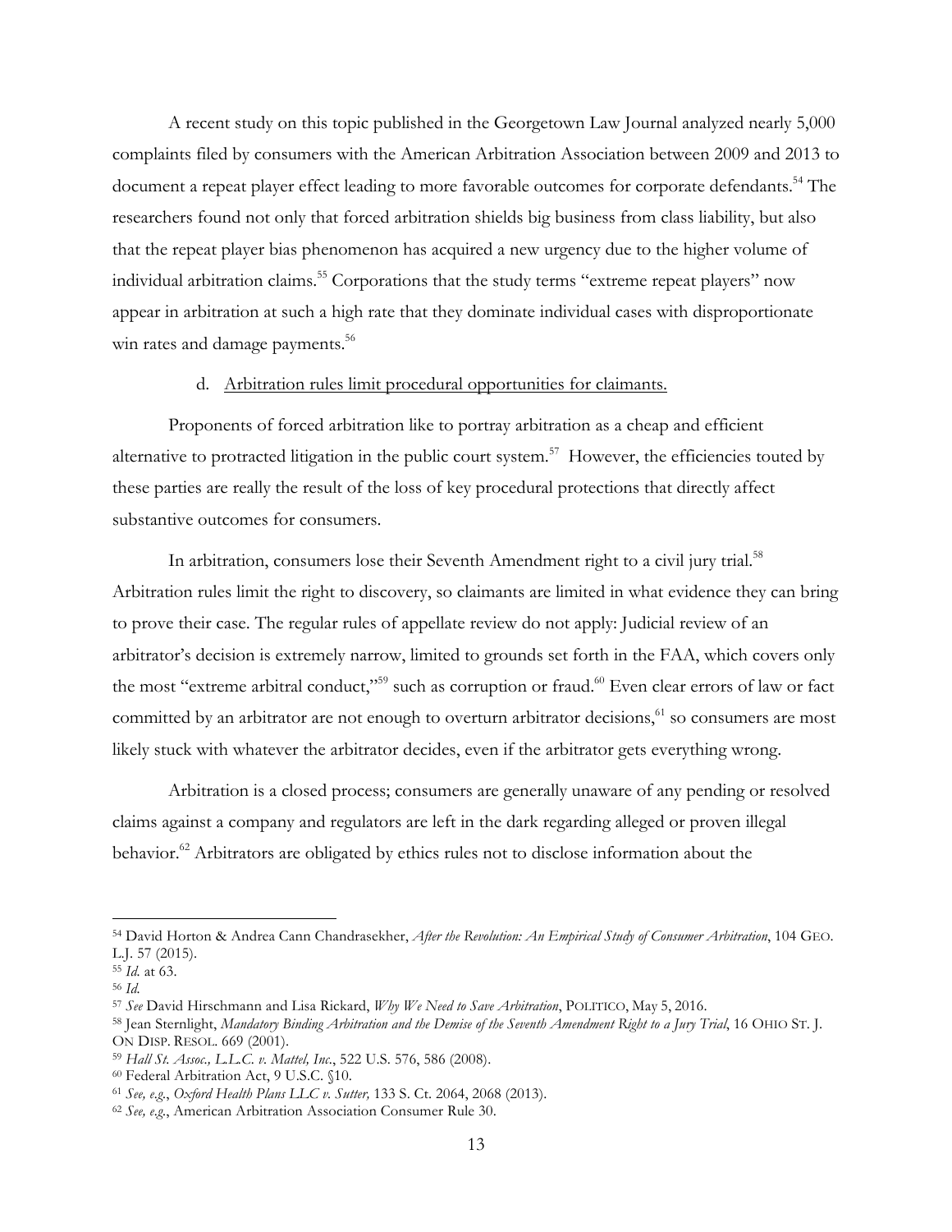A recent study on this topic published in the Georgetown Law Journal analyzed nearly 5,000 complaints filed by consumers with the American Arbitration Association between 2009 and 2013 to document a repeat player effect leading to more favorable outcomes for corporate defendants.[54] The researchers found not only that forced arbitration shields big business from class liability, but also that the repeat player bias phenomenon has acquired a new urgency due to the higher volume of individual arbitration claims.[55] Corporations that the study terms "extreme repeat players" now appear in arbitration at such a high rate that they dominate individual cases with disproportionate win rates and damage payments.[56]

d. <u>Arbitration rules limit procedural opportunities for claimants.</u>

Proponents of forced arbitration like to portray arbitration as a cheap and efficient alternative to protracted litigation in the public court system.[57] However, the efficiencies touted by these parties are really the result of the loss of key procedural protections that directly affect substantive outcomes for consumers.

In arbitration, consumers lose their Seventh Amendment right to a civil jury trial.[58] Arbitration rules limit the right to discovery, so claimants are limited in what evidence they can bring to prove their case. The regular rules of appellate review do not apply: Judicial review of an arbitrator's decision is extremely narrow, limited to grounds set forth in the FAA, which covers only the most "extreme arbitral conduct,"[59] such as corruption or fraud.[60] Even clear errors of law or fact committed by an arbitrator are not enough to overturn arbitrator decisions,[61] so consumers are most likely stuck with whatever the arbitrator decides, even if the arbitrator gets everything wrong.

Arbitration is a closed process; consumers are generally unaware of any pending or resolved claims against a company and regulators are left in the dark regarding alleged or proven illegal behavior.[62] Arbitrators are obligated by ethics rules not to disclose information about the

---

[54] David Horton & Andrea Cann Chandrasekher, *After the Revolution: An Empirical Study of Consumer Arbitration*, 104 GEO. L.J. 57 (2015).

[55] *Id.* at 63.

[56] *Id.*

[57] *See* David Hirschmann and Lisa Rickard, *Why We Need to Save Arbitration*, POLITICO, May 5, 2016.

[58] Jean Sternlight, *Mandatory Binding Arbitration and the Demise of the Seventh Amendment Right to a Jury Trial*, 16 OHIO ST. J. ON DISP. RESOL. 669 (2001).

[59] *Hall St. Assoc., L.L.C. v. Mattel, Inc.*, 522 U.S. 576, 586 (2008).

[60] Federal Arbitration Act, 9 U.S.C. §10.

[61] *See, e.g.*, *Oxford Health Plans LLC v. Sutter,* 133 S. Ct. 2064, 2068 (2013).

[62] *See, e.g.*, American Arbitration Association Consumer Rule 30.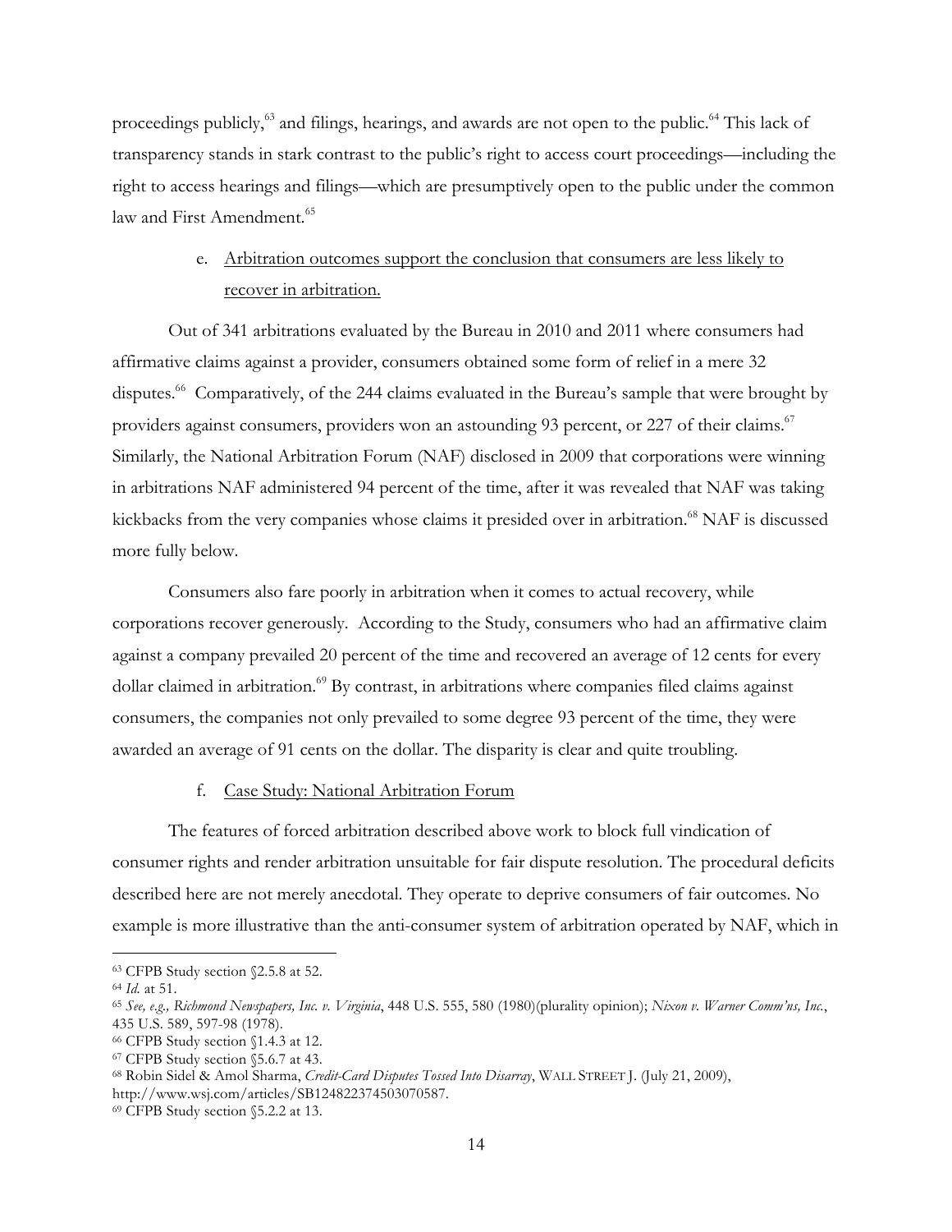proceedings publicly,[63] and filings, hearings, and awards are not open to the public.[64] This lack of transparency stands in stark contrast to the public's right to access court proceedings—including the right to access hearings and filings—which are presumptively open to the public under the common law and First Amendment.[65]

e. Arbitration outcomes support the conclusion that consumers are less likely to recover in arbitration.

Out of 341 arbitrations evaluated by the Bureau in 2010 and 2011 where consumers had affirmative claims against a provider, consumers obtained some form of relief in a mere 32 disputes.[66] Comparatively, of the 244 claims evaluated in the Bureau's sample that were brought by providers against consumers, providers won an astounding 93 percent, or 227 of their claims.[67] Similarly, the National Arbitration Forum (NAF) disclosed in 2009 that corporations were winning in arbitrations NAF administered 94 percent of the time, after it was revealed that NAF was taking kickbacks from the very companies whose claims it presided over in arbitration.[68] NAF is discussed more fully below.

Consumers also fare poorly in arbitration when it comes to actual recovery, while corporations recover generously. According to the Study, consumers who had an affirmative claim against a company prevailed 20 percent of the time and recovered an average of 12 cents for every dollar claimed in arbitration.[69] By contrast, in arbitrations where companies filed claims against consumers, the companies not only prevailed to some degree 93 percent of the time, they were awarded an average of 91 cents on the dollar. The disparity is clear and quite troubling.

f. Case Study: National Arbitration Forum

The features of forced arbitration described above work to block full vindication of consumer rights and render arbitration unsuitable for fair dispute resolution. The procedural deficits described here are not merely anecdotal. They operate to deprive consumers of fair outcomes. No example is more illustrative than the anti-consumer system of arbitration operated by NAF, which in

---

[63] CFPB Study section §2.5.8 at 52.

[64] *Id.* at 51.

[65] *See, e.g., Richmond Newspapers, Inc. v. Virginia*, 448 U.S. 555, 580 (1980)(plurality opinion); *Nixon v. Warner Comm'ns, Inc.*, 435 U.S. 589, 597-98 (1978).

[66] CFPB Study section §1.4.3 at 12.

[67] CFPB Study section §5.6.7 at 43.

[68] Robin Sidel & Amol Sharma, *Credit-Card Disputes Tossed Into Disarray*, WALL STREET J. (July 21, 2009), http://www.wsj.com/articles/SB124822374503070587.

[69] CFPB Study section §5.2.2 at 13.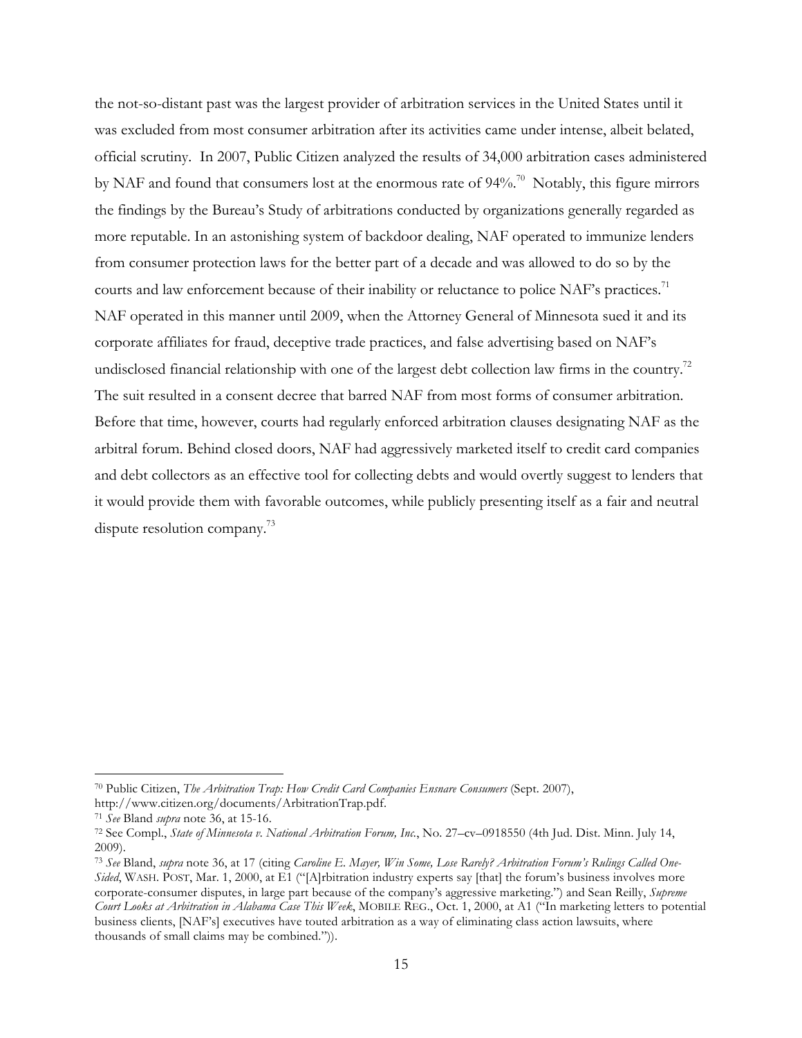the not-so-distant past was the largest provider of arbitration services in the United States until it was excluded from most consumer arbitration after its activities came under intense, albeit belated, official scrutiny. In 2007, Public Citizen analyzed the results of 34,000 arbitration cases administered by NAF and found that consumers lost at the enormous rate of 94%.[70] Notably, this figure mirrors the findings by the Bureau's Study of arbitrations conducted by organizations generally regarded as more reputable. In an astonishing system of backdoor dealing, NAF operated to immunize lenders from consumer protection laws for the better part of a decade and was allowed to do so by the courts and law enforcement because of their inability or reluctance to police NAF's practices.[71] NAF operated in this manner until 2009, when the Attorney General of Minnesota sued it and its corporate affiliates for fraud, deceptive trade practices, and false advertising based on NAF's undisclosed financial relationship with one of the largest debt collection law firms in the country.[72] The suit resulted in a consent decree that barred NAF from most forms of consumer arbitration. Before that time, however, courts had regularly enforced arbitration clauses designating NAF as the arbitral forum. Behind closed doors, NAF had aggressively marketed itself to credit card companies and debt collectors as an effective tool for collecting debts and would overtly suggest to lenders that it would provide them with favorable outcomes, while publicly presenting itself as a fair and neutral dispute resolution company.[73]

---

[70] Public Citizen, *The Arbitration Trap: How Credit Card Companies Ensnare Consumers* (Sept. 2007), http://www.citizen.org/documents/ArbitrationTrap.pdf.

[71] *See* Bland *supra* note 36, at 15-16.

[72] See Compl., *State of Minnesota v. National Arbitration Forum, Inc.*, No. 27–cv–0918550 (4th Jud. Dist. Minn. July 14, 2009).

[73] *See* Bland, *supra* note 36, at 17 (citing *Caroline E. Mayer, Win Some, Lose Rarely? Arbitration Forum's Rulings Called One-Sided*, WASH. POST, Mar. 1, 2000, at E1 ("[A]rbitration industry experts say [that] the forum's business involves more corporate-consumer disputes, in large part because of the company's aggressive marketing.") and Sean Reilly, *Supreme Court Looks at Arbitration in Alabama Case This Week*, MOBILE REG., Oct. 1, 2000, at A1 ("In marketing letters to potential business clients, [NAF's] executives have touted arbitration as a way of eliminating class action lawsuits, where thousands of small claims may be combined.")).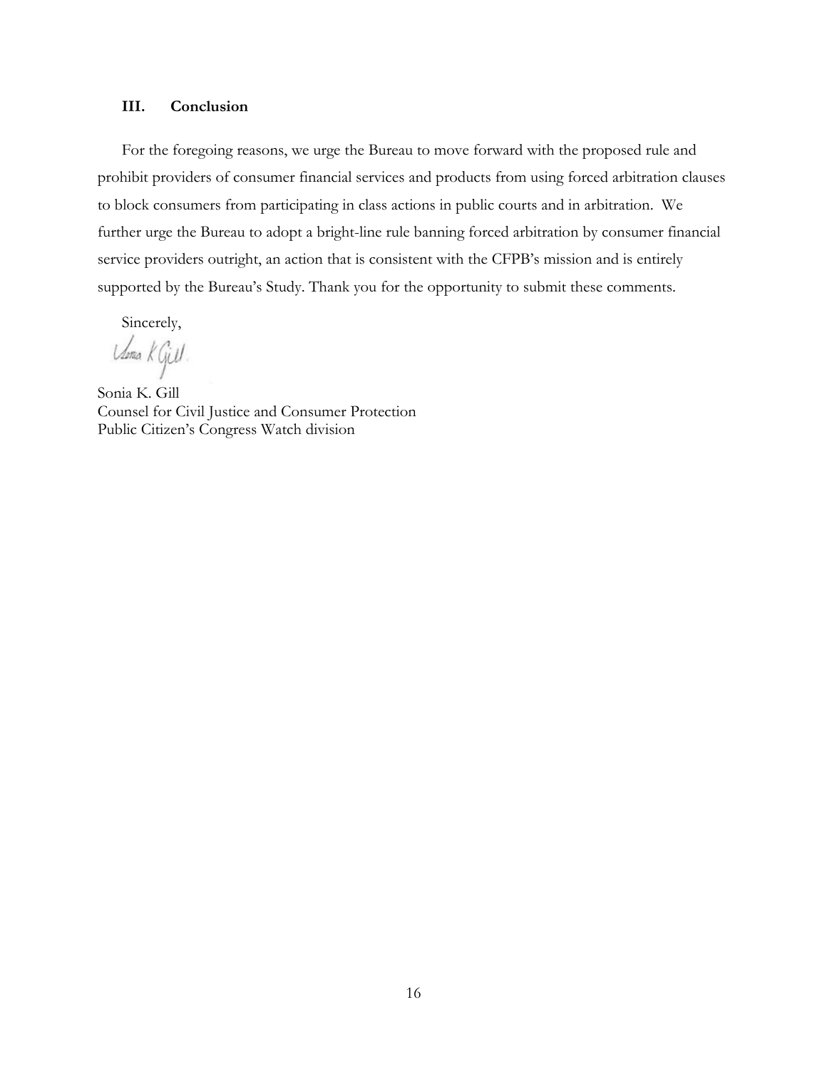## III. Conclusion

For the foregoing reasons, we urge the Bureau to move forward with the proposed rule and prohibit providers of consumer financial services and products from using forced arbitration clauses to block consumers from participating in class actions in public courts and in arbitration. We further urge the Bureau to adopt a bright-line rule banning forced arbitration by consumer financial service providers outright, an action that is consistent with the CFPB's mission and is entirely supported by the Bureau's Study. Thank you for the opportunity to submit these comments.

Sincerely,

Sonia K. Gill
Counsel for Civil Justice and Consumer Protection
Public Citizen's Congress Watch division